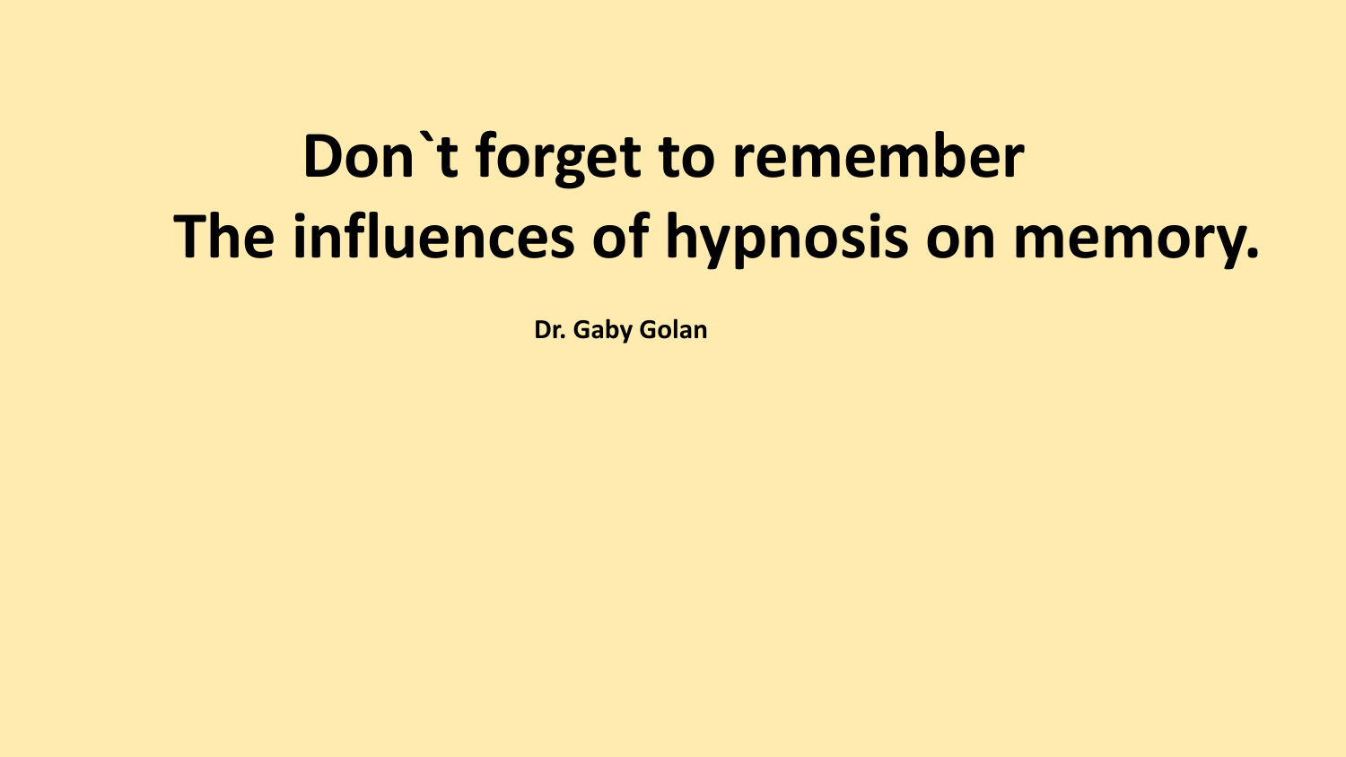# Don`t forget to remember
# The influences of hypnosis on memory.

**Dr. Gaby Golan**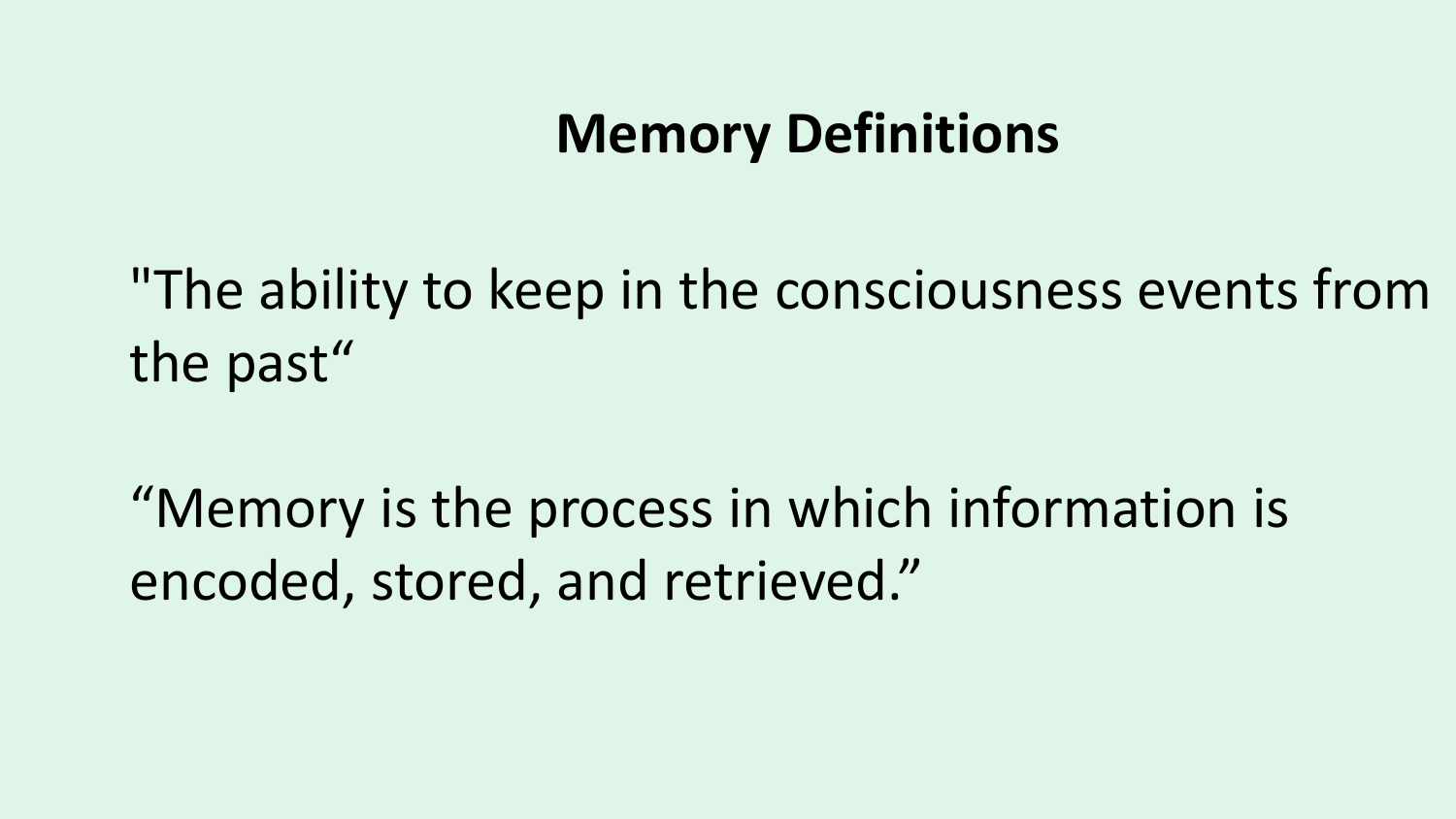# Memory Definitions

"The ability to keep in the consciousness events from the past“

“Memory is the process in which information is encoded, stored, and retrieved.”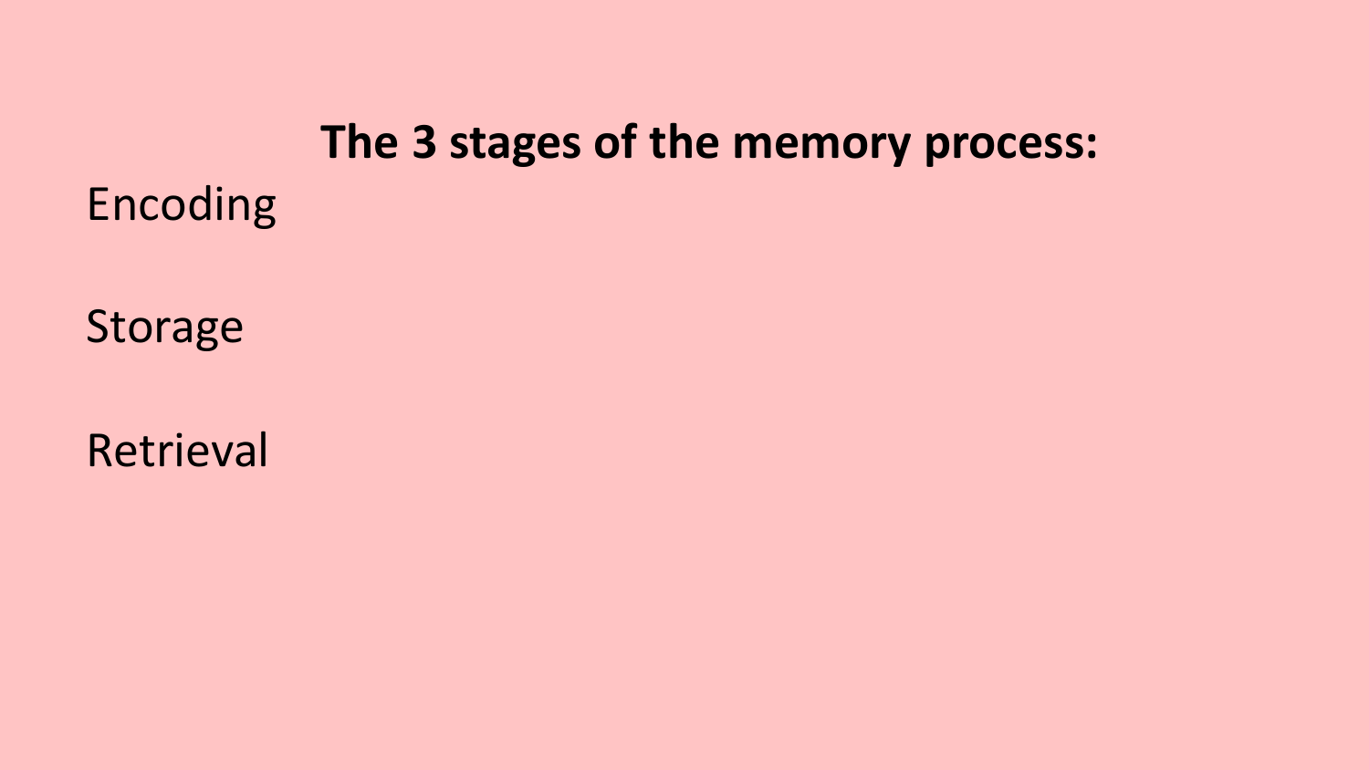**The 3 stages of the memory process:**

Encoding

Storage

Retrieval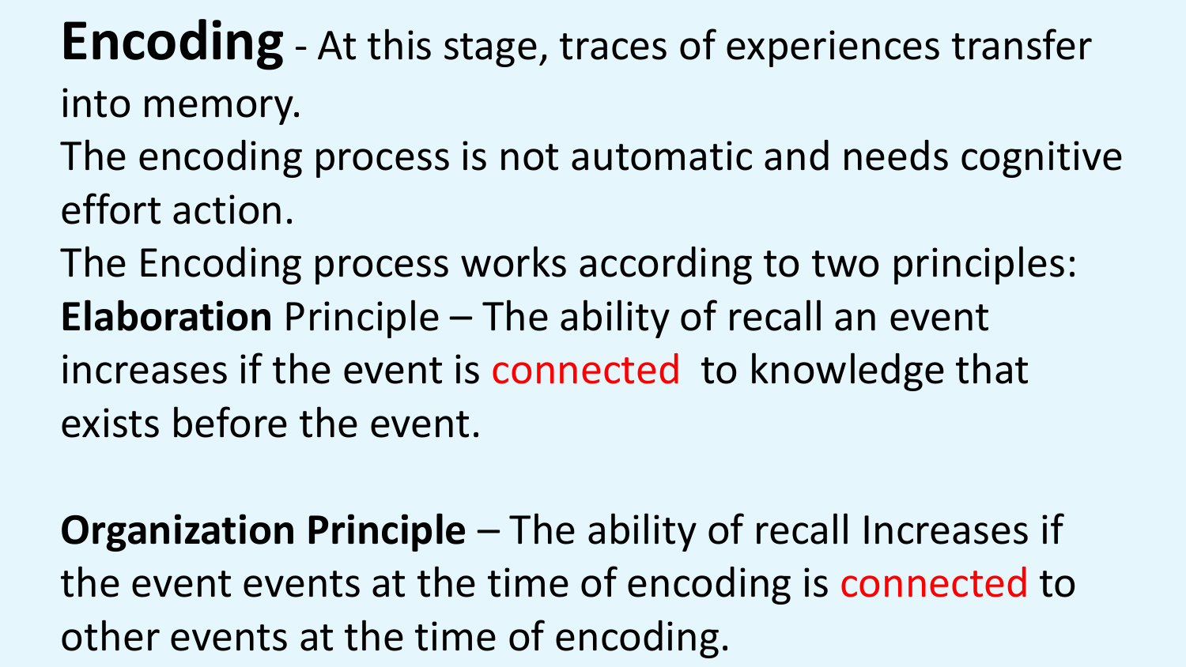**Encoding** - At this stage, traces of experiences transfer into memory.

The encoding process is not automatic and needs cognitive effort action.

The Encoding process works according to two principles:

**Elaboration** Principle – The ability of recall an event increases if the event is connected to knowledge that exists before the event.

**Organization Principle** – The ability of recall Increases if the event events at the time of encoding is connected to other events at the time of encoding.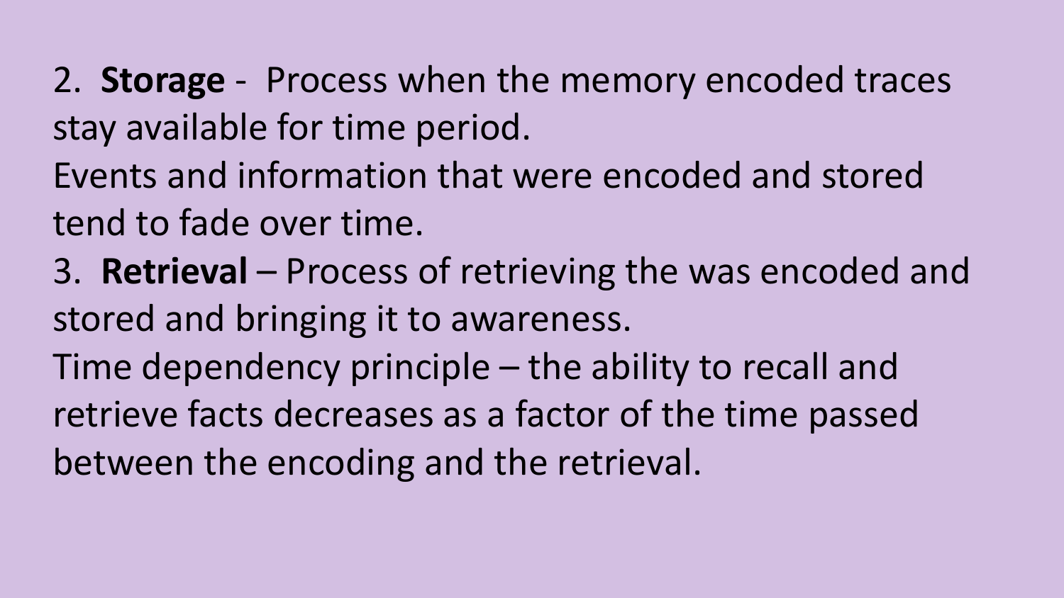2. **Storage** - Process when the memory encoded traces stay available for time period.

Events and information that were encoded and stored tend to fade over time.

3. **Retrieval** – Process of retrieving the was encoded and stored and bringing it to awareness.

Time dependency principle – the ability to recall and retrieve facts decreases as a factor of the time passed between the encoding and the retrieval.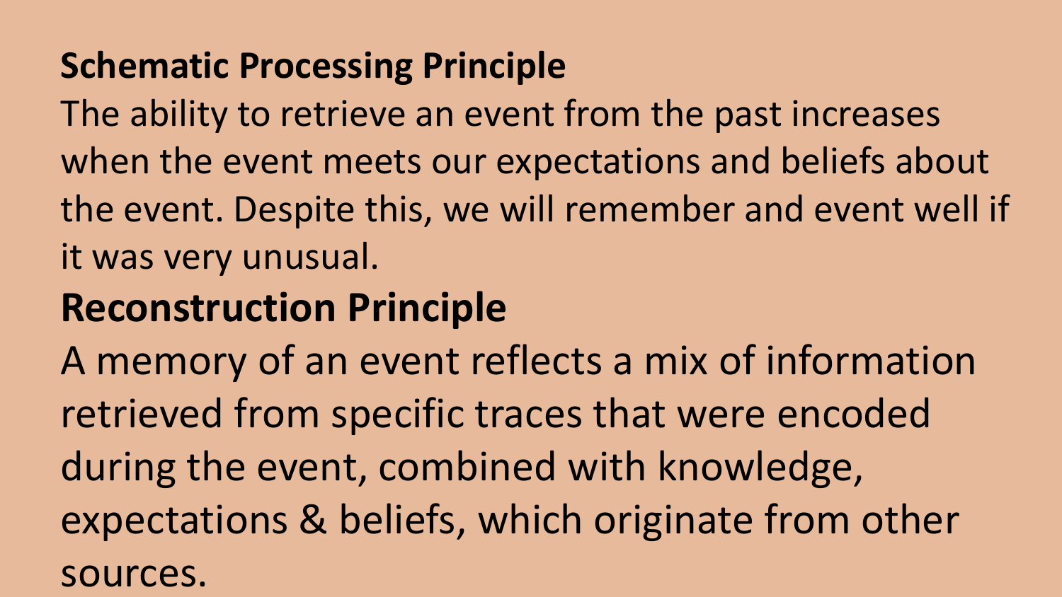**Schematic Processing Principle**

The ability to retrieve an event from the past increases when the event meets our expectations and beliefs about the event. Despite this, we will remember and event well if it was very unusual.

**Reconstruction Principle**

A memory of an event reflects a mix of information retrieved from specific traces that were encoded during the event, combined with knowledge, expectations & beliefs, which originate from other sources.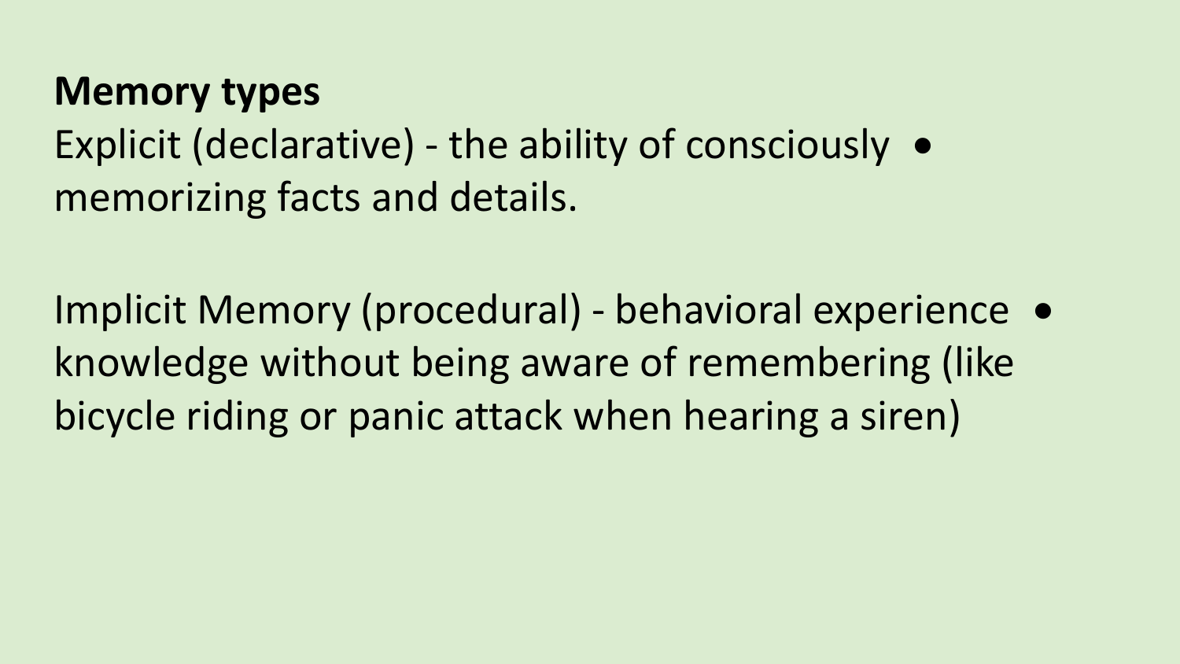**Memory types**

- Explicit (declarative) - the ability of consciously memorizing facts and details.

- Implicit Memory (procedural) - behavioral experience knowledge without being aware of remembering (like bicycle riding or panic attack when hearing a siren)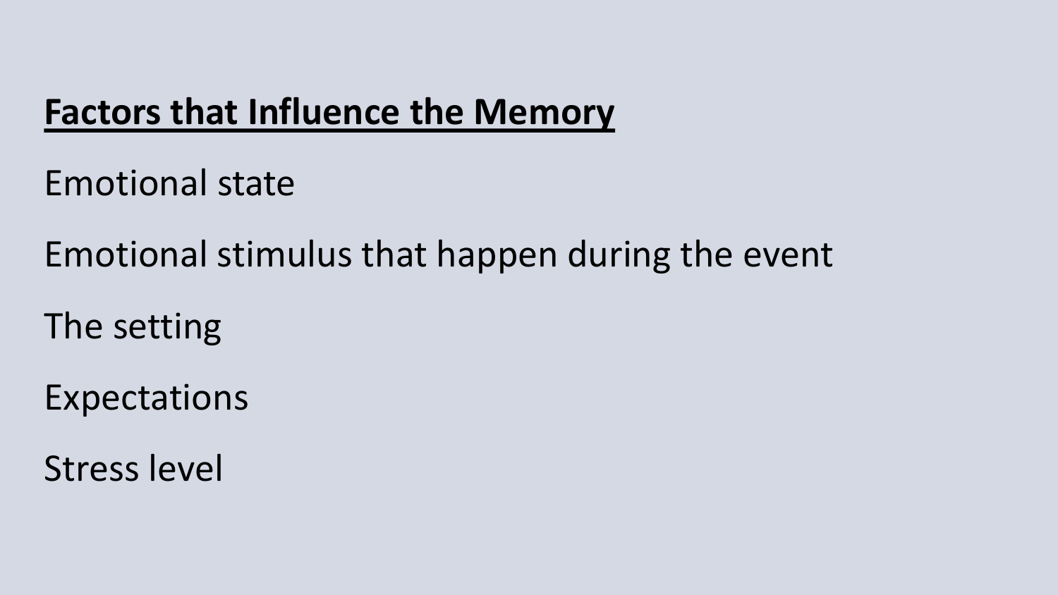## Factors that Influence the Memory

Emotional state

Emotional stimulus that happen during the event

The setting

Expectations

Stress level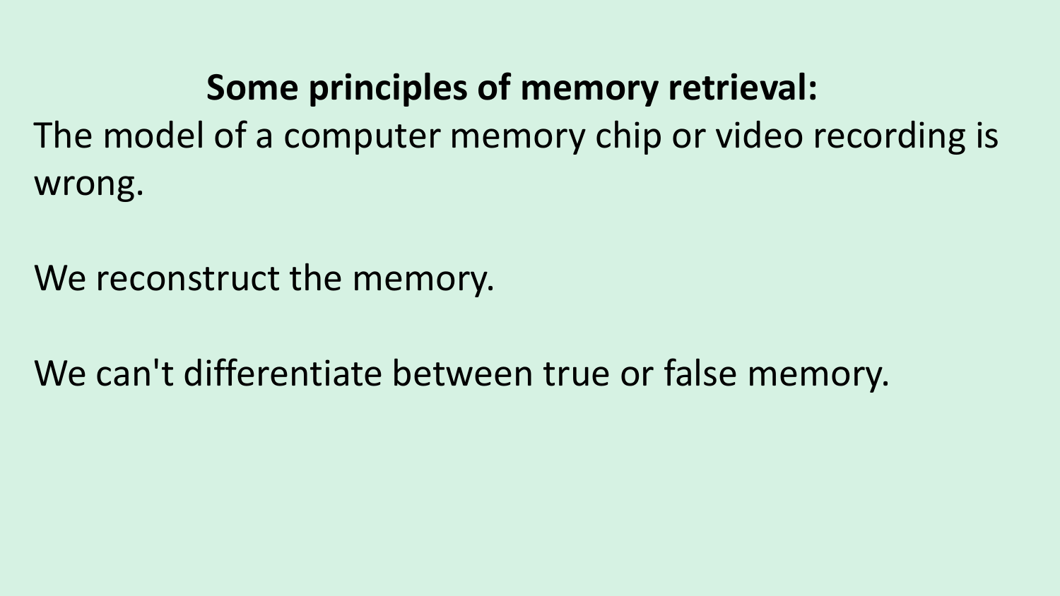## Some principles of memory retrieval:

The model of a computer memory chip or video recording is wrong.

We reconstruct the memory.

We can't differentiate between true or false memory.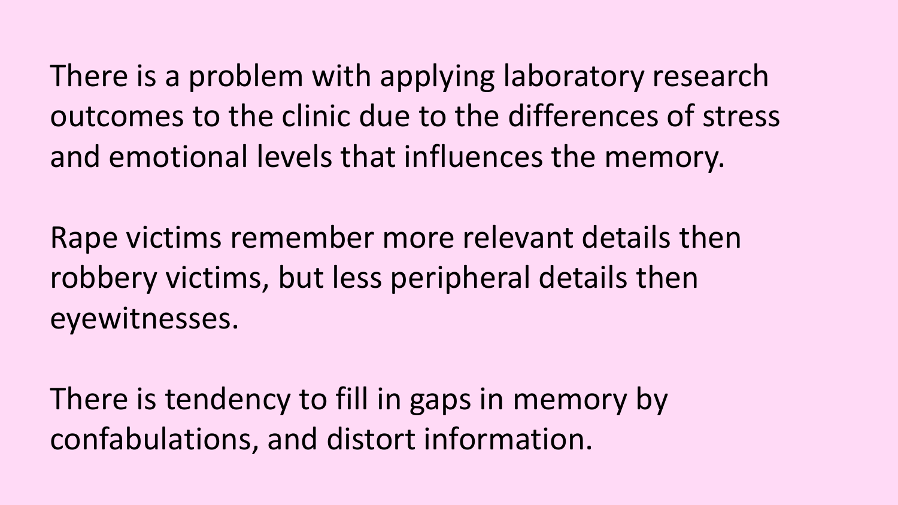There is a problem with applying laboratory research outcomes to the clinic due to the differences of stress and emotional levels that influences the memory.

Rape victims remember more relevant details then robbery victims, but less peripheral details then eyewitnesses.

There is tendency to fill in gaps in memory by confabulations, and distort information.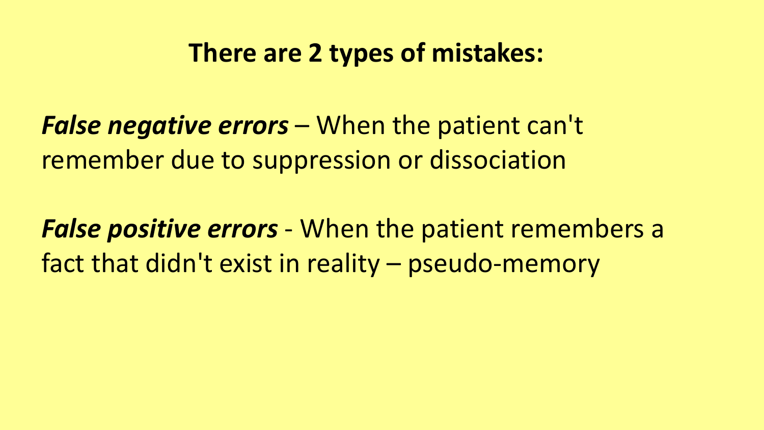## There are 2 types of mistakes:

***False negative errors*** – When the patient can't remember due to suppression or dissociation

***False positive errors*** - When the patient remembers a fact that didn't exist in reality – pseudo-memory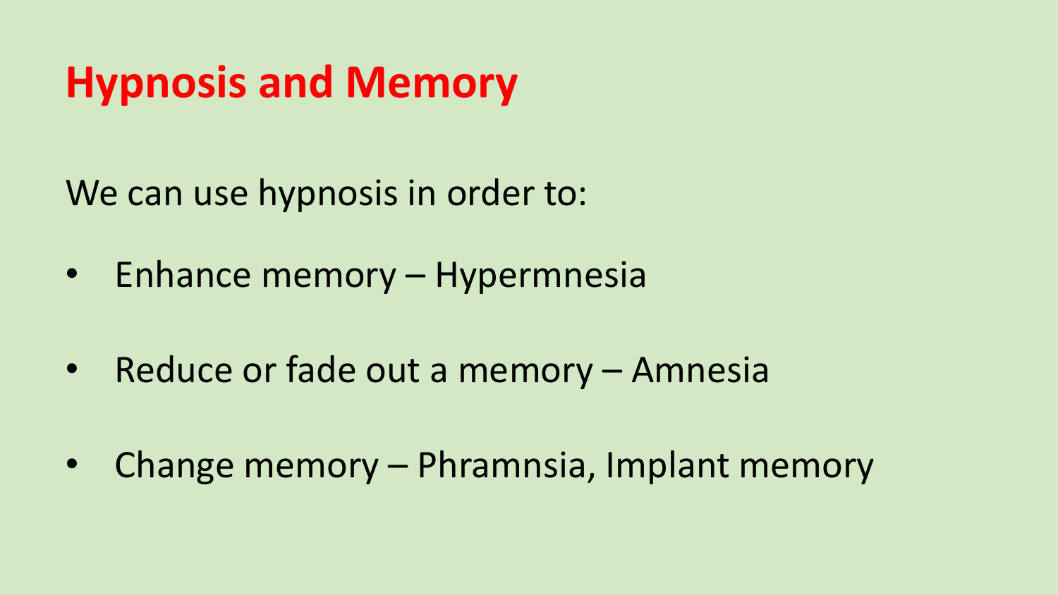# Hypnosis and Memory

We can use hypnosis in order to:

- Enhance memory – Hypermnesia
- Reduce or fade out a memory – Amnesia
- Change memory – Phramnsia, Implant memory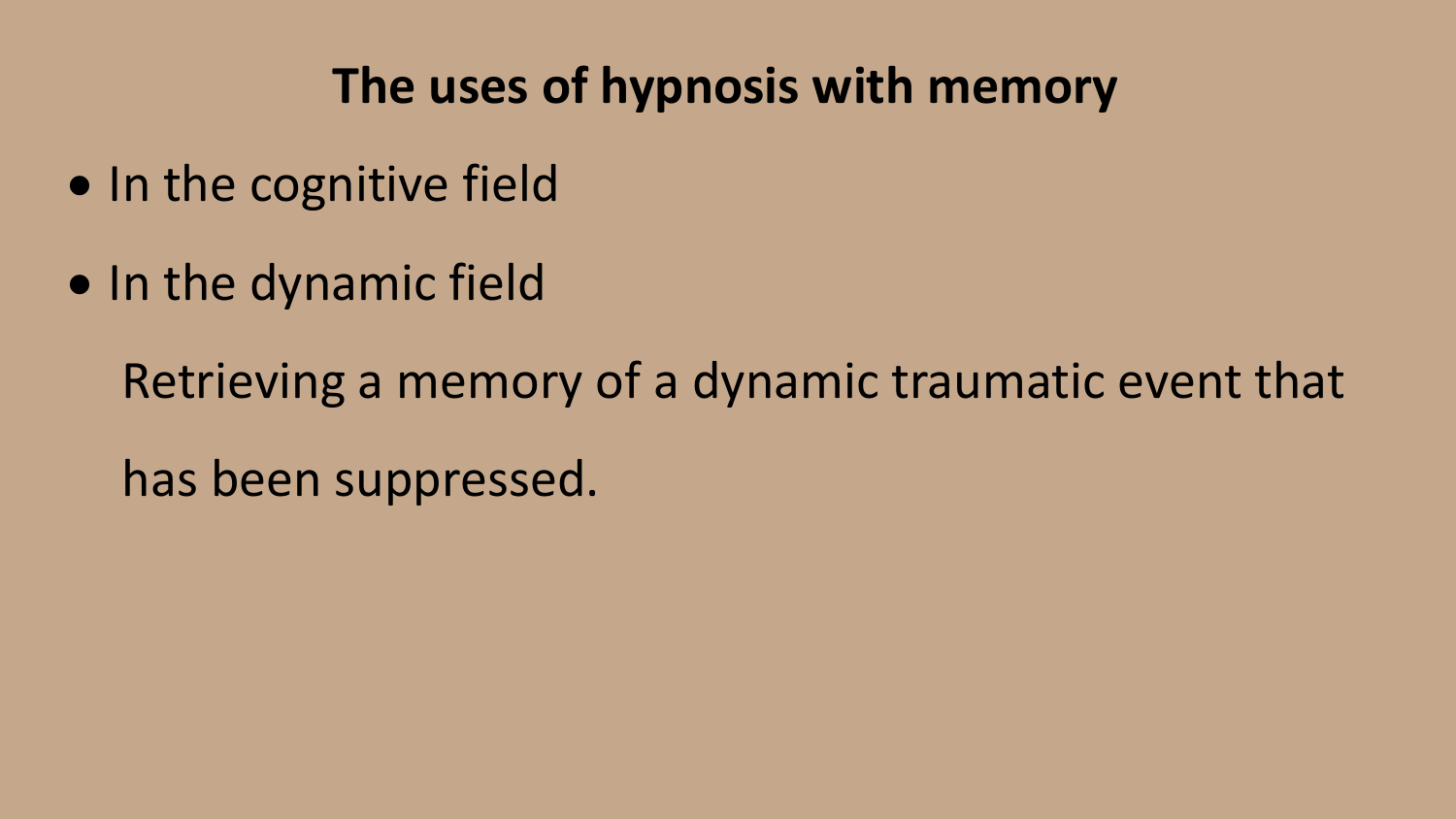# The uses of hypnosis with memory

- In the cognitive field
- In the dynamic field

  Retrieving a memory of a dynamic traumatic event that has been suppressed.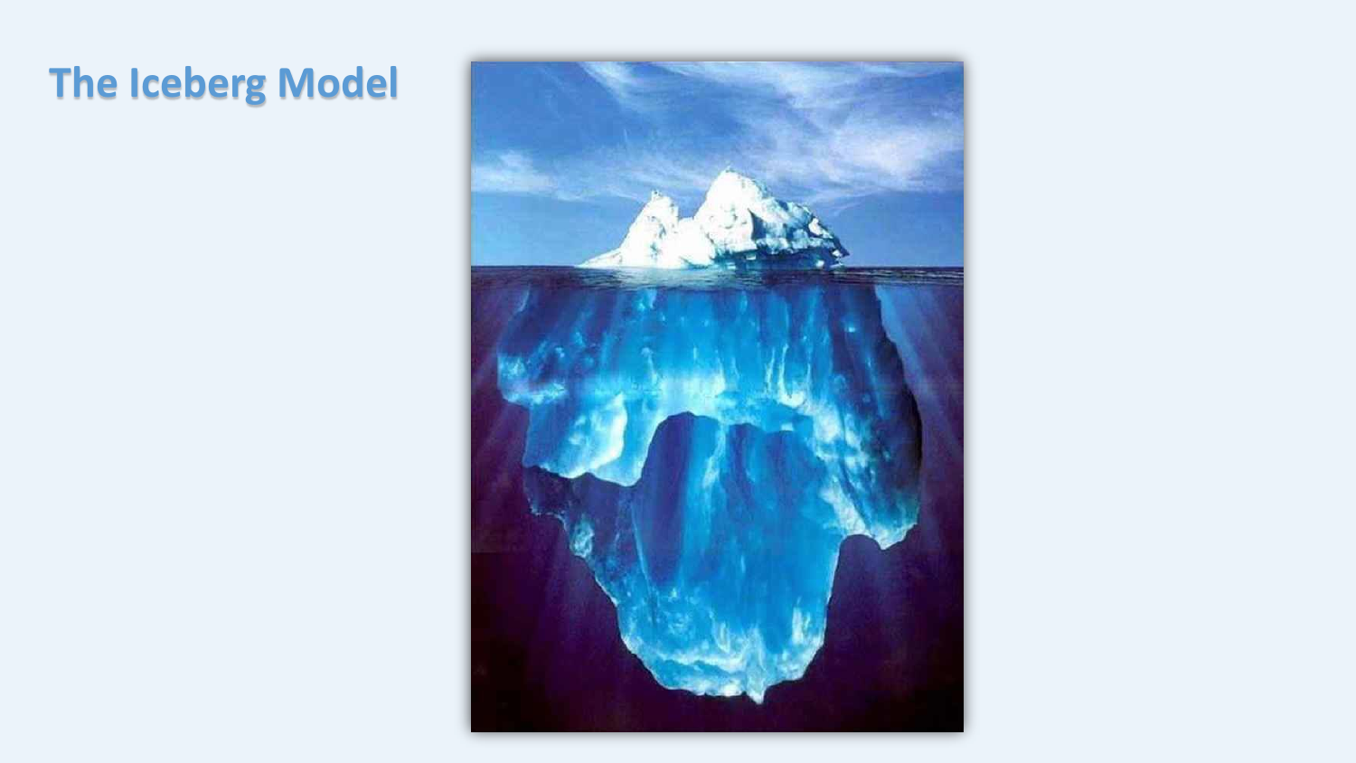# The Iceberg Model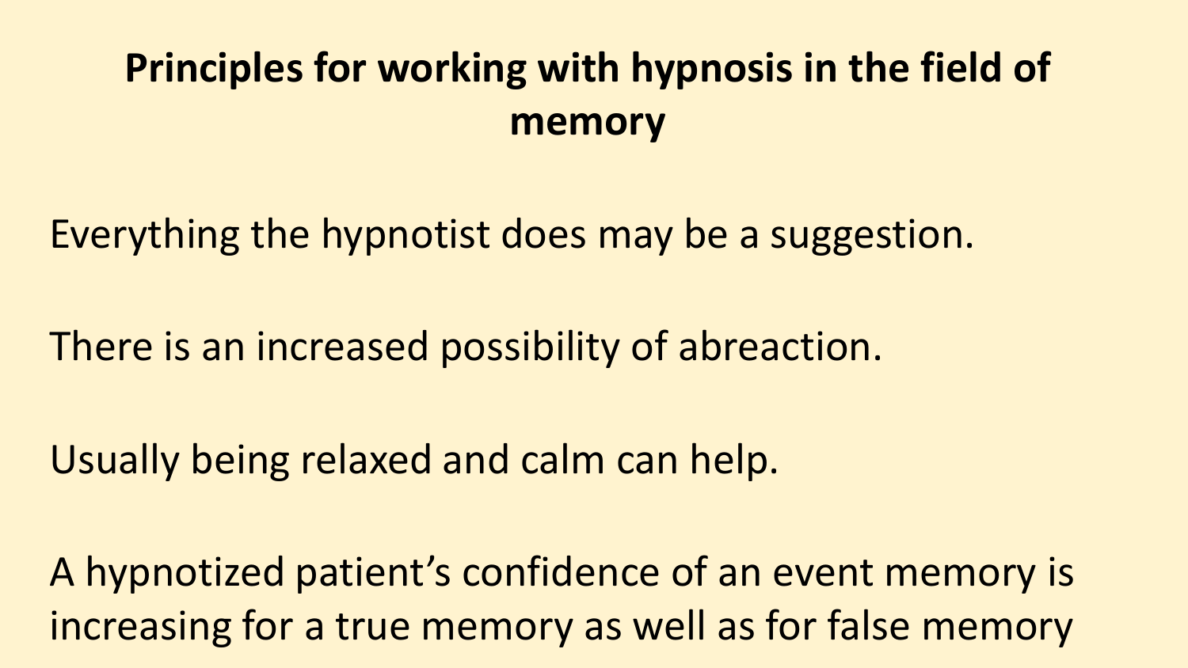# Principles for working with hypnosis in the field of memory

Everything the hypnotist does may be a suggestion.

There is an increased possibility of abreaction.

Usually being relaxed and calm can help.

A hypnotized patient's confidence of an event memory is increasing for a true memory as well as for false memory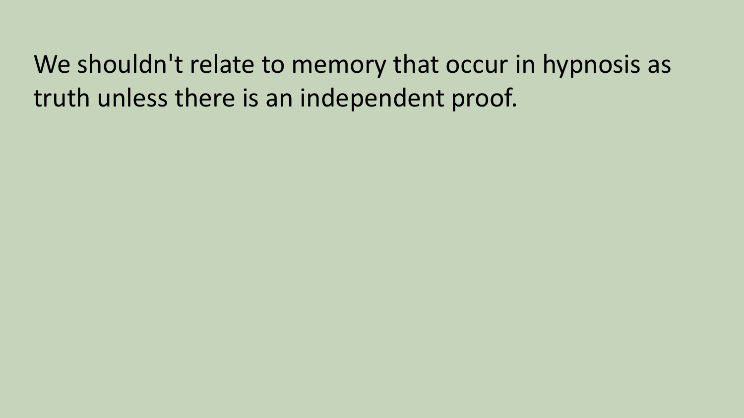We shouldn't relate to memory that occur in hypnosis as truth unless there is an independent proof.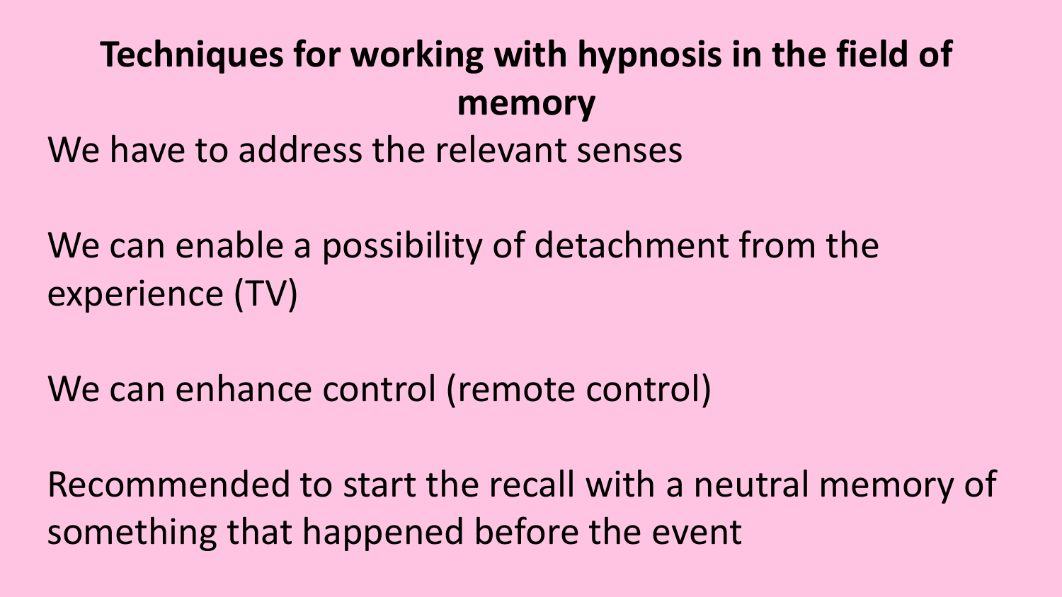# Techniques for working with hypnosis in the field of memory

We have to address the relevant senses

We can enable a possibility of detachment from the experience (TV)

We can enhance control (remote control)

Recommended to start the recall with a neutral memory of something that happened before the event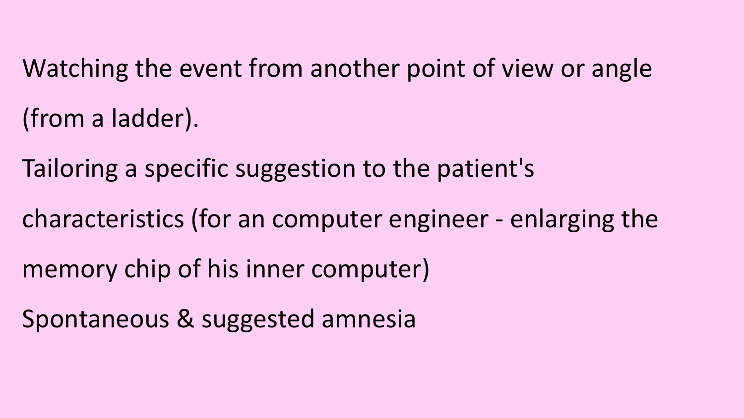Watching the event from another point of view or angle (from a ladder).

Tailoring a specific suggestion to the patient's characteristics (for an computer engineer - enlarging the memory chip of his inner computer)

Spontaneous & suggested amnesia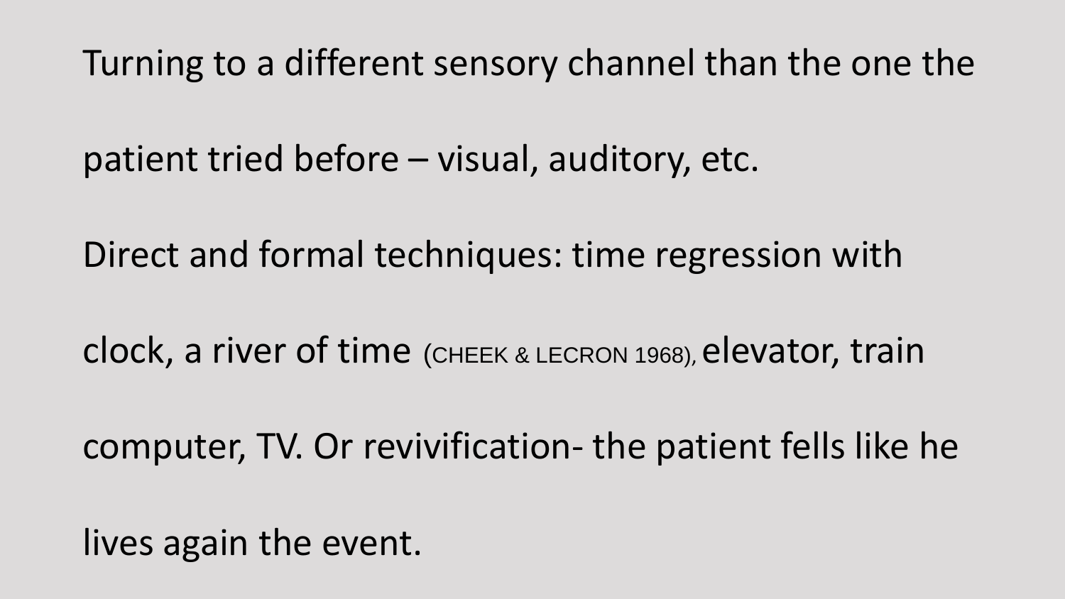Turning to a different sensory channel than the one the patient tried before – visual, auditory, etc.

Direct and formal techniques: time regression with clock, a river of time (CHEEK & LECRON 1968), elevator, train computer, TV. Or revivification- the patient fells like he lives again the event.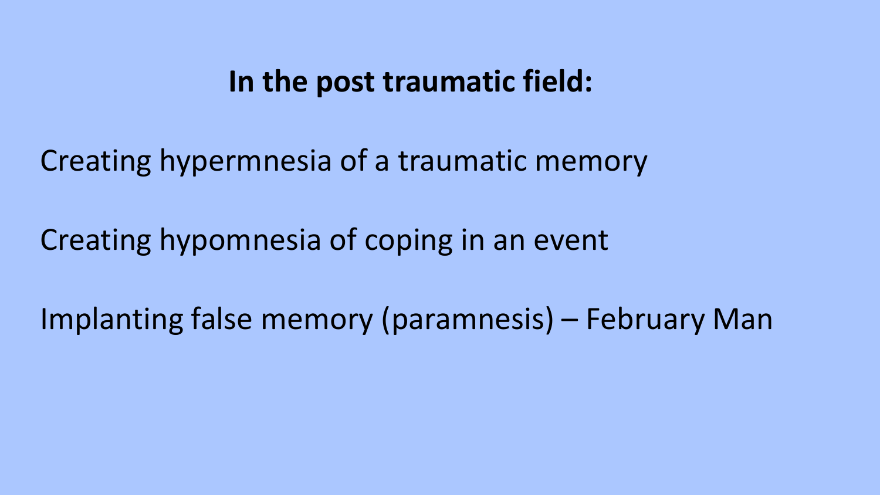## In the post traumatic field:

Creating hypermnesia of a traumatic memory

Creating hypomnesia of coping in an event

Implanting false memory (paramnesis) – February Man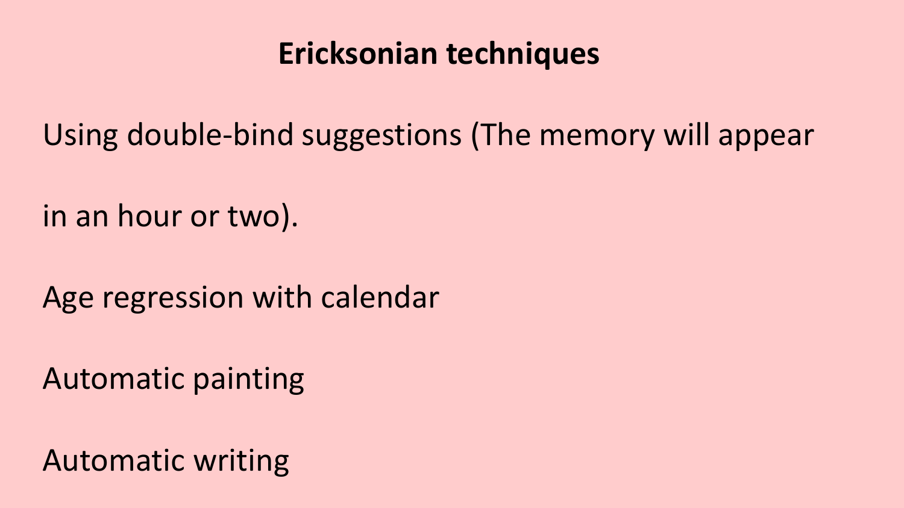# Ericksonian techniques

Using double-bind suggestions (The memory will appear in an hour or two).

Age regression with calendar

Automatic painting

Automatic writing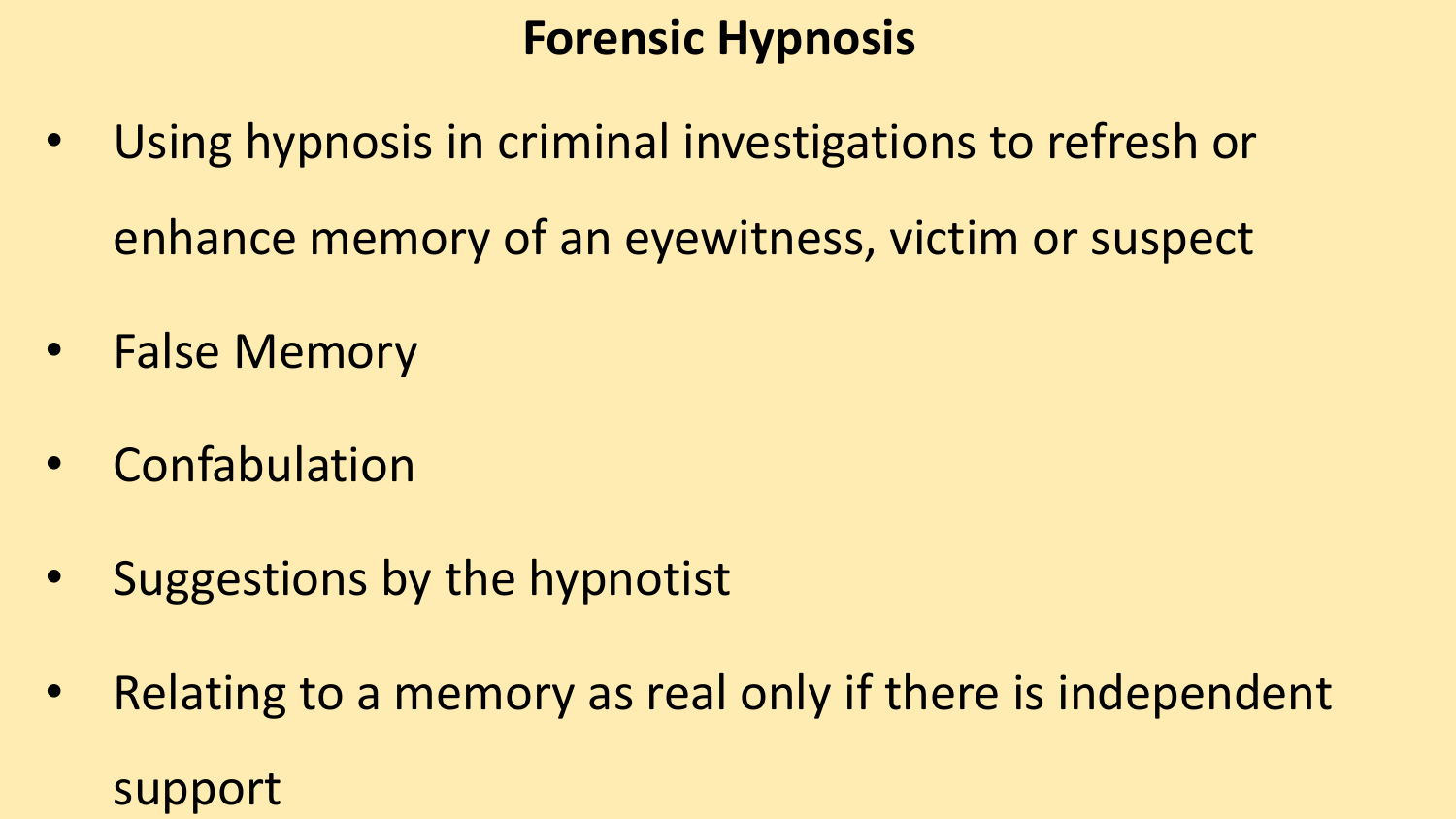# Forensic Hypnosis

- Using hypnosis in criminal investigations to refresh or enhance memory of an eyewitness, victim or suspect
- False Memory
- Confabulation
- Suggestions by the hypnotist
- Relating to a memory as real only if there is independent support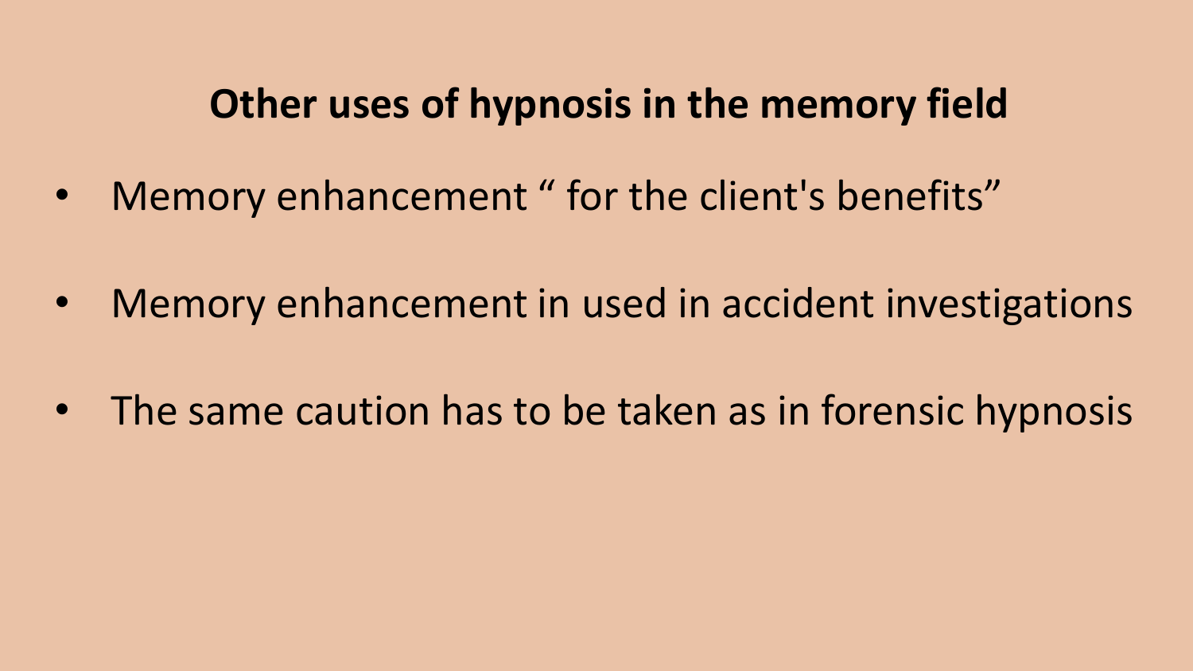# Other uses of hypnosis in the memory field

- Memory enhancement " for the client's benefits"
- Memory enhancement in used in accident investigations
- The same caution has to be taken as in forensic hypnosis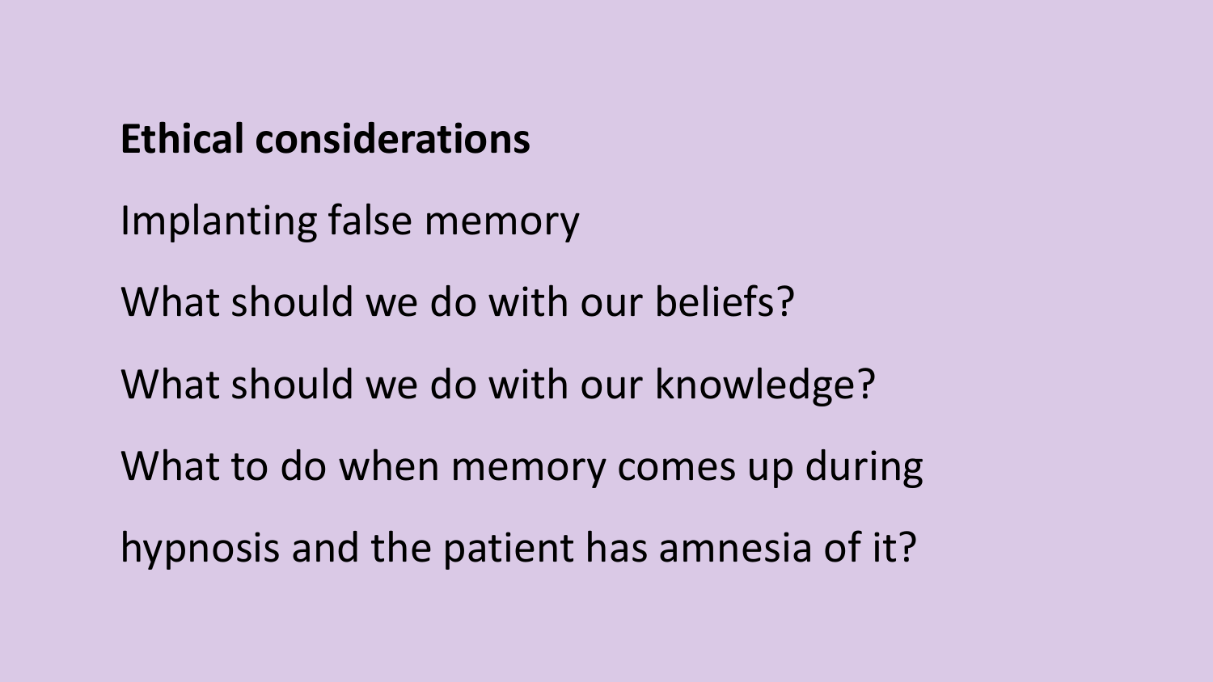**Ethical considerations**

Implanting false memory

What should we do with our beliefs?

What should we do with our knowledge?

What to do when memory comes up during hypnosis and the patient has amnesia of it?